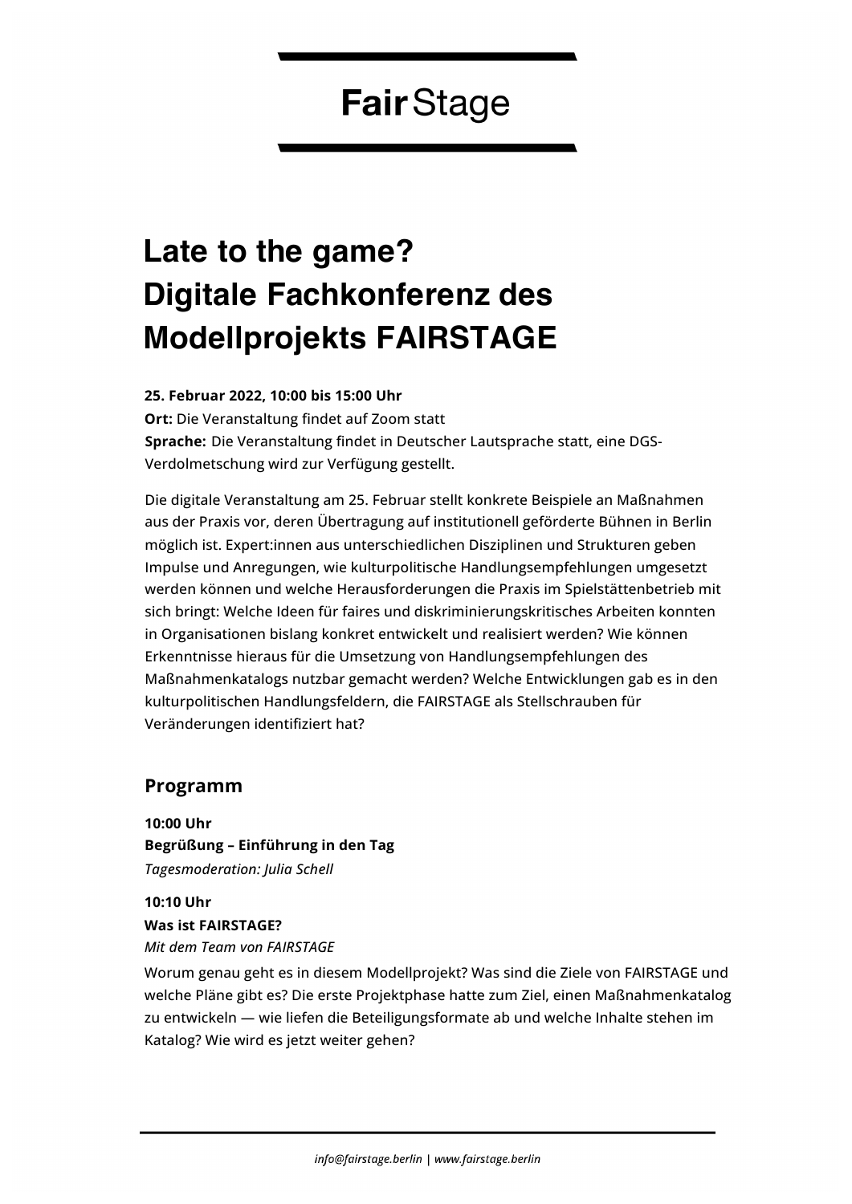Fair Stage

# Late to the game?
# Digitale Fachkonferenz des Modellprojekts FAIRSTAGE

**25. Februar 2022, 10:00 bis 15:00 Uhr**
**Ort:** Die Veranstaltung findet auf Zoom statt
**Sprache:** Die Veranstaltung findet in Deutscher Lautsprache statt, eine DGS-Verdolmetschung wird zur Verfügung gestellt.

Die digitale Veranstaltung am 25. Februar stellt konkrete Beispiele an Maßnahmen aus der Praxis vor, deren Übertragung auf institutionell geförderte Bühnen in Berlin möglich ist. Expert:innen aus unterschiedlichen Disziplinen und Strukturen geben Impulse und Anregungen, wie kulturpolitische Handlungsempfehlungen umgesetzt werden können und welche Herausforderungen die Praxis im Spielstättenbetrieb mit sich bringt: Welche Ideen für faires und diskriminierungskritisches Arbeiten konnten in Organisationen bislang konkret entwickelt und realisiert werden? Wie können Erkenntnisse hieraus für die Umsetzung von Handlungsempfehlungen des Maßnahmenkatalogs nutzbar gemacht werden? Welche Entwicklungen gab es in den kulturpolitischen Handlungsfeldern, die FAIRSTAGE als Stellschrauben für Veränderungen identifiziert hat?

## Programm

**10:00 Uhr**
**Begrüßung – Einführung in den Tag**
*Tagesmoderation: Julia Schell*

**10:10 Uhr**
**Was ist FAIRSTAGE?**
*Mit dem Team von FAIRSTAGE*
Worum genau geht es in diesem Modellprojekt? Was sind die Ziele von FAIRSTAGE und welche Pläne gibt es? Die erste Projektphase hatte zum Ziel, einen Maßnahmenkatalog zu entwickeln — wie liefen die Beteiligungsformate ab und welche Inhalte stehen im Katalog? Wie wird es jetzt weiter gehen?

*info@fairstage.berlin | www.fairstage.berlin*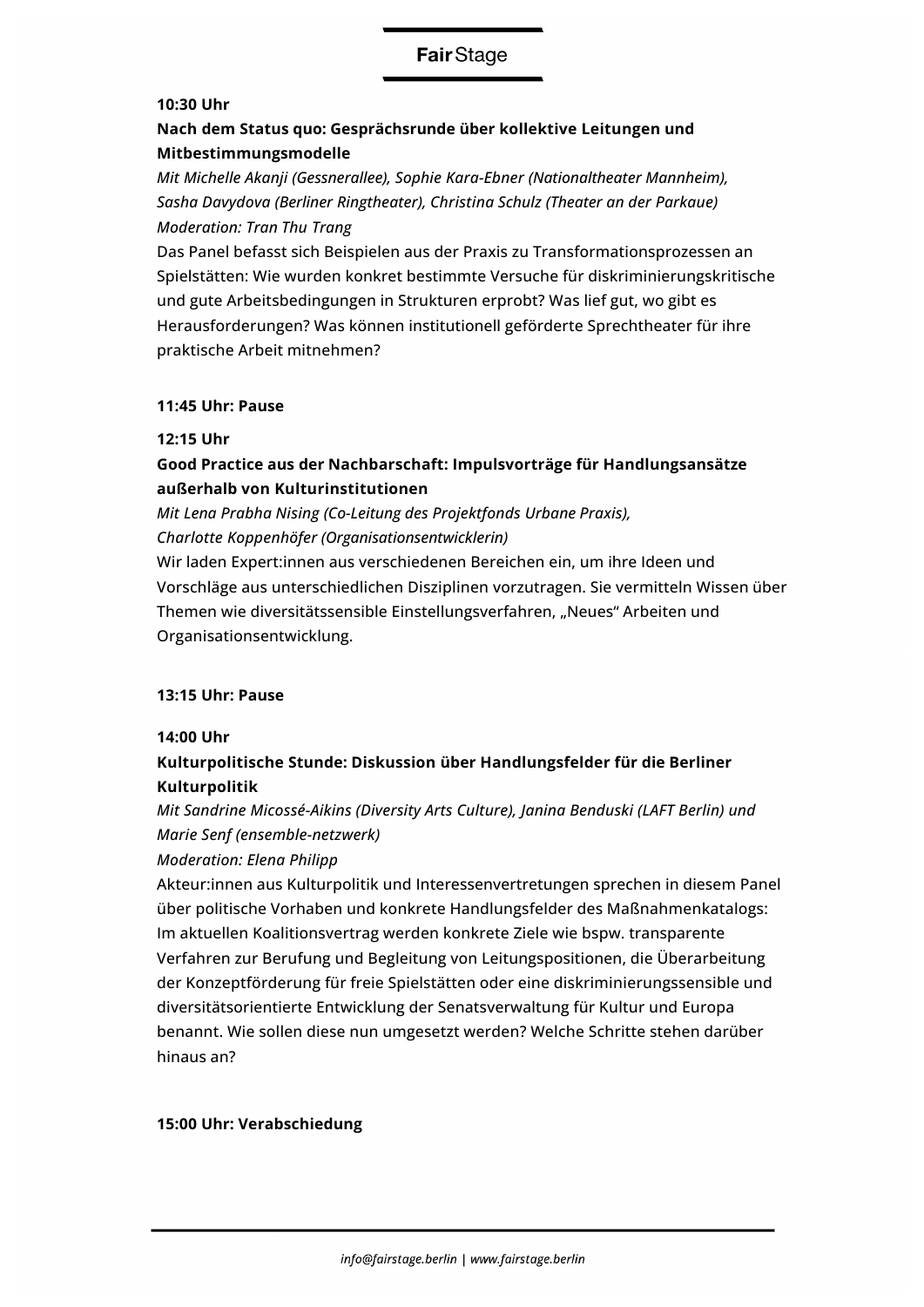**10:30 Uhr**

**Nach dem Status quo: Gesprächsrunde über kollektive Leitungen und Mitbestimmungsmodelle**

*Mit Michelle Akanji (Gessnerallee), Sophie Kara-Ebner (Nationaltheater Mannheim), Sasha Davydova (Berliner Ringtheater), Christina Schulz (Theater an der Parkaue)*

*Moderation: Tran Thu Trang*

Das Panel befasst sich Beispielen aus der Praxis zu Transformationsprozessen an Spielstätten: Wie wurden konkret bestimmte Versuche für diskriminierungskritische und gute Arbeitsbedingungen in Strukturen erprobt? Was lief gut, wo gibt es Herausforderungen? Was können institutionell geförderte Sprechtheater für ihre praktische Arbeit mitnehmen?

**11:45 Uhr: Pause**

**12:15 Uhr**

**Good Practice aus der Nachbarschaft: Impulsvorträge für Handlungsansätze außerhalb von Kulturinstitutionen**

*Mit Lena Prabha Nising (Co-Leitung des Projektfonds Urbane Praxis),*
*Charlotte Koppenhöfer (Organisationsentwicklerin)*

Wir laden Expert:innen aus verschiedenen Bereichen ein, um ihre Ideen und Vorschläge aus unterschiedlichen Disziplinen vorzutragen. Sie vermitteln Wissen über Themen wie diversitätssensible Einstellungsverfahren, „Neues" Arbeiten und Organisationsentwicklung.

**13:15 Uhr: Pause**

**14:00 Uhr**

**Kulturpolitische Stunde: Diskussion über Handlungsfelder für die Berliner Kulturpolitik**

*Mit Sandrine Micossé-Aikins (Diversity Arts Culture), Janina Benduski (LAFT Berlin) und Marie Senf (ensemble-netzwerk)*

*Moderation: Elena Philipp*

Akteur:innen aus Kulturpolitik und Interessenvertretungen sprechen in diesem Panel über politische Vorhaben und konkrete Handlungsfelder des Maßnahmenkatalogs: Im aktuellen Koalitionsvertrag werden konkrete Ziele wie bspw. transparente Verfahren zur Berufung und Begleitung von Leitungspositionen, die Überarbeitung der Konzeptförderung für freie Spielstätten oder eine diskriminierungssensible und diversitätsorientierte Entwicklung der Senatsverwaltung für Kultur und Europa benannt. Wie sollen diese nun umgesetzt werden? Welche Schritte stehen darüber hinaus an?

**15:00 Uhr: Verabschiedung**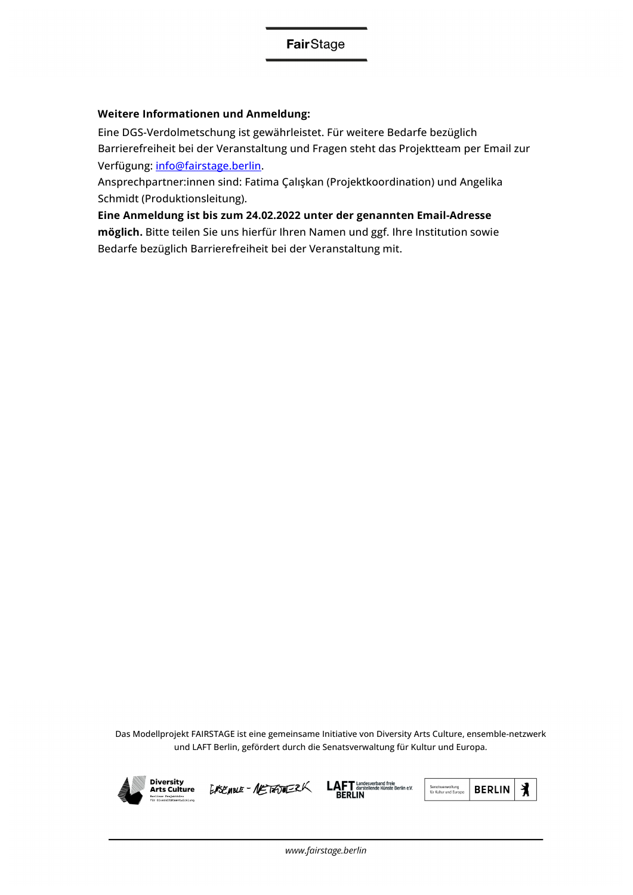**Weitere Informationen und Anmeldung:**

Eine DGS-Verdolmetschung ist gewährleistet. Für weitere Bedarfe bezüglich Barrierefreiheit bei der Veranstaltung und Fragen steht das Projektteam per Email zur Verfügung: info@fairstage.berlin.

Ansprechpartner:innen sind: Fatima Çalışkan (Projektkoordination) und Angelika Schmidt (Produktionsleitung).

**Eine Anmeldung ist bis zum 24.02.2022 unter der genannten Email-Adresse möglich.** Bitte teilen Sie uns hierfür Ihren Namen und ggf. Ihre Institution sowie Bedarfe bezüglich Barrierefreiheit bei der Veranstaltung mit.

Das Modellprojekt FAIRSTAGE ist eine gemeinsame Initiative von Diversity Arts Culture, ensemble-netzwerk und LAFT Berlin, gefördert durch die Senatsverwaltung für Kultur und Europa.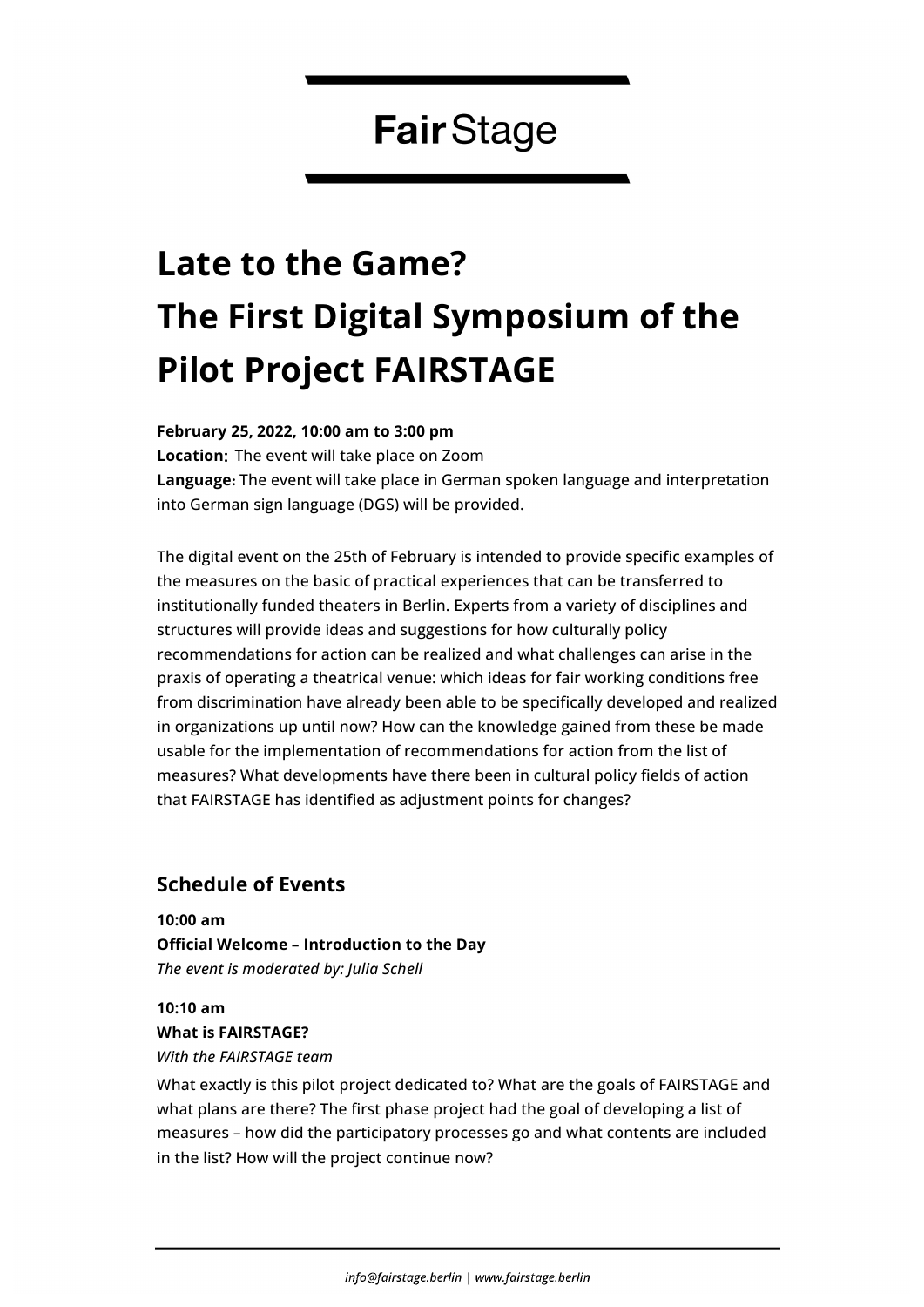**Fair** Stage

# Late to the Game? The First Digital Symposium of the Pilot Project FAIRSTAGE

**February 25, 2022, 10:00 am to 3:00 pm**
**Location:** The event will take place on Zoom
**Language:** The event will take place in German spoken language and interpretation into German sign language (DGS) will be provided.

The digital event on the 25th of February is intended to provide specific examples of the measures on the basic of practical experiences that can be transferred to institutionally funded theaters in Berlin. Experts from a variety of disciplines and structures will provide ideas and suggestions for how culturally policy recommendations for action can be realized and what challenges can arise in the praxis of operating a theatrical venue: which ideas for fair working conditions free from discrimination have already been able to be specifically developed and realized in organizations up until now? How can the knowledge gained from these be made usable for the implementation of recommendations for action from the list of measures? What developments have there been in cultural policy fields of action that FAIRSTAGE has identified as adjustment points for changes?

## Schedule of Events

**10:00 am**
**Official Welcome – Introduction to the Day**
*The event is moderated by: Julia Schell*

**10:10 am**
**What is FAIRSTAGE?**
*With the FAIRSTAGE team*

What exactly is this pilot project dedicated to? What are the goals of FAIRSTAGE and what plans are there? The first phase project had the goal of developing a list of measures – how did the participatory processes go and what contents are included in the list? How will the project continue now?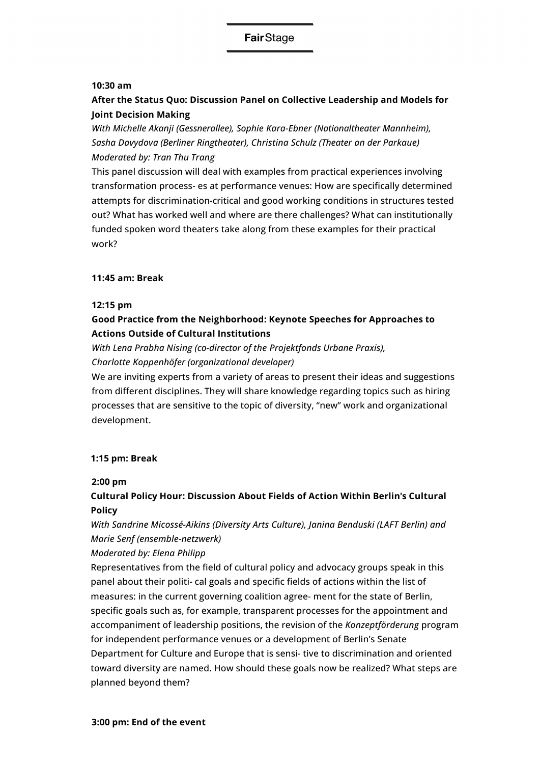**10:30 am**

**After the Status Quo: Discussion Panel on Collective Leadership and Models for Joint Decision Making**

*With Michelle Akanji (Gessnerallee), Sophie Kara-Ebner (Nationaltheater Mannheim), Sasha Davydova (Berliner Ringtheater), Christina Schulz (Theater an der Parkaue)*
*Moderated by: Tran Thu Trang*

This panel discussion will deal with examples from practical experiences involving transformation process- es at performance venues: How are specifically determined attempts for discrimination-critical and good working conditions in structures tested out? What has worked well and where are there challenges? What can institutionally funded spoken word theaters take along from these examples for their practical work?

**11:45 am: Break**

**12:15 pm**

**Good Practice from the Neighborhood: Keynote Speeches for Approaches to Actions Outside of Cultural Institutions**

*With Lena Prabha Nising (co-director of the Projektfonds Urbane Praxis),*
*Charlotte Koppenhöfer (organizational developer)*

We are inviting experts from a variety of areas to present their ideas and suggestions from different disciplines. They will share knowledge regarding topics such as hiring processes that are sensitive to the topic of diversity, "new" work and organizational development.

**1:15 pm: Break**

**2:00 pm**

**Cultural Policy Hour: Discussion About Fields of Action Within Berlin's Cultural Policy**

*With Sandrine Micossé-Aikins (Diversity Arts Culture), Janina Benduski (LAFT Berlin) and Marie Senf (ensemble-netzwerk)*
*Moderated by: Elena Philipp*

Representatives from the field of cultural policy and advocacy groups speak in this panel about their politi- cal goals and specific fields of actions within the list of measures: in the current governing coalition agree- ment for the state of Berlin, specific goals such as, for example, transparent processes for the appointment and accompaniment of leadership positions, the revision of the *Konzeptförderung* program for independent performance venues or a development of Berlin's Senate Department for Culture and Europe that is sensi- tive to discrimination and oriented toward diversity are named. How should these goals now be realized? What steps are planned beyond them?

**3:00 pm: End of the event**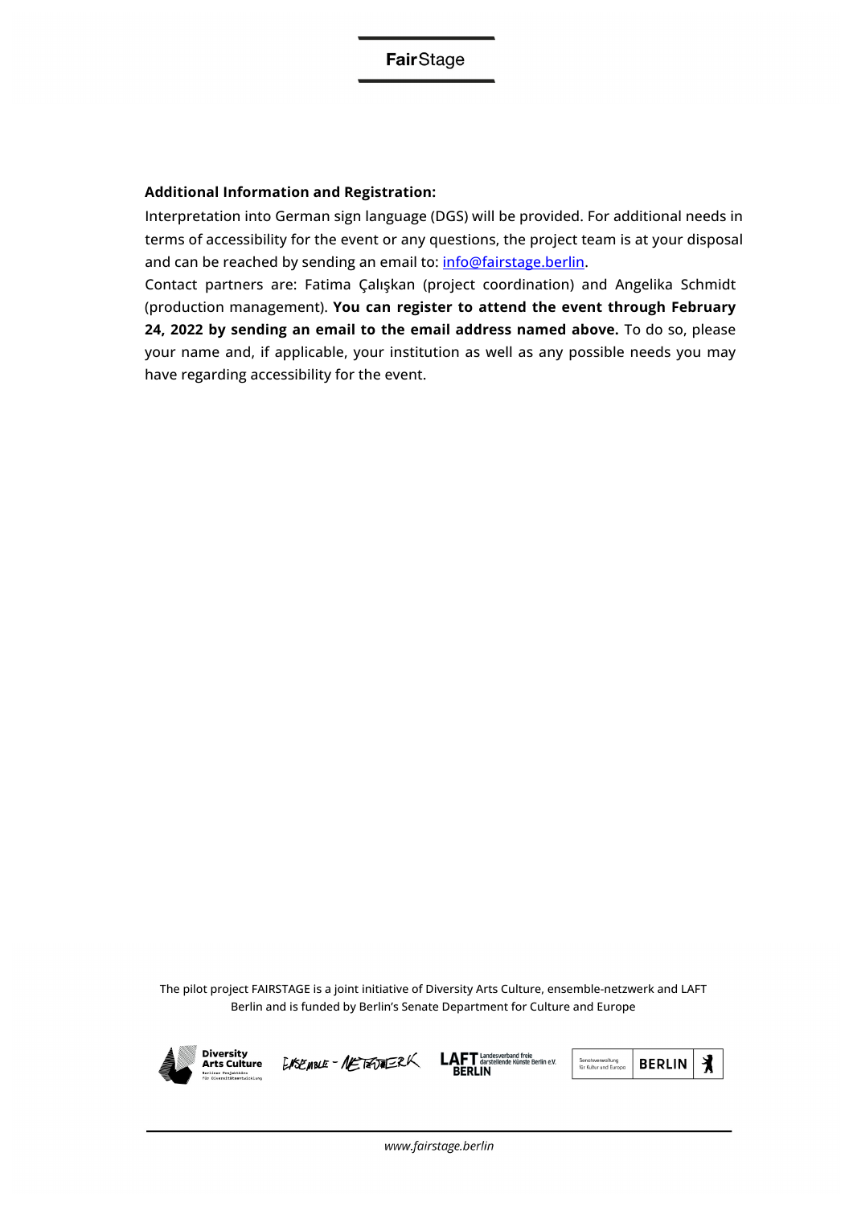**Additional Information and Registration:**

Interpretation into German sign language (DGS) will be provided. For additional needs in terms of accessibility for the event or any questions, the project team is at your disposal and can be reached by sending an email to: info@fairstage.berlin.

Contact partners are: Fatima Çalışkan (project coordination) and Angelika Schmidt (production management). **You can register to attend the event through February 24, 2022 by sending an email to the email address named above.** To do so, please your name and, if applicable, your institution as well as any possible needs you may have regarding accessibility for the event.

The pilot project FAIRSTAGE is a joint initiative of Diversity Arts Culture, ensemble-netzwerk and LAFT Berlin and is funded by Berlin's Senate Department for Culture and Europe